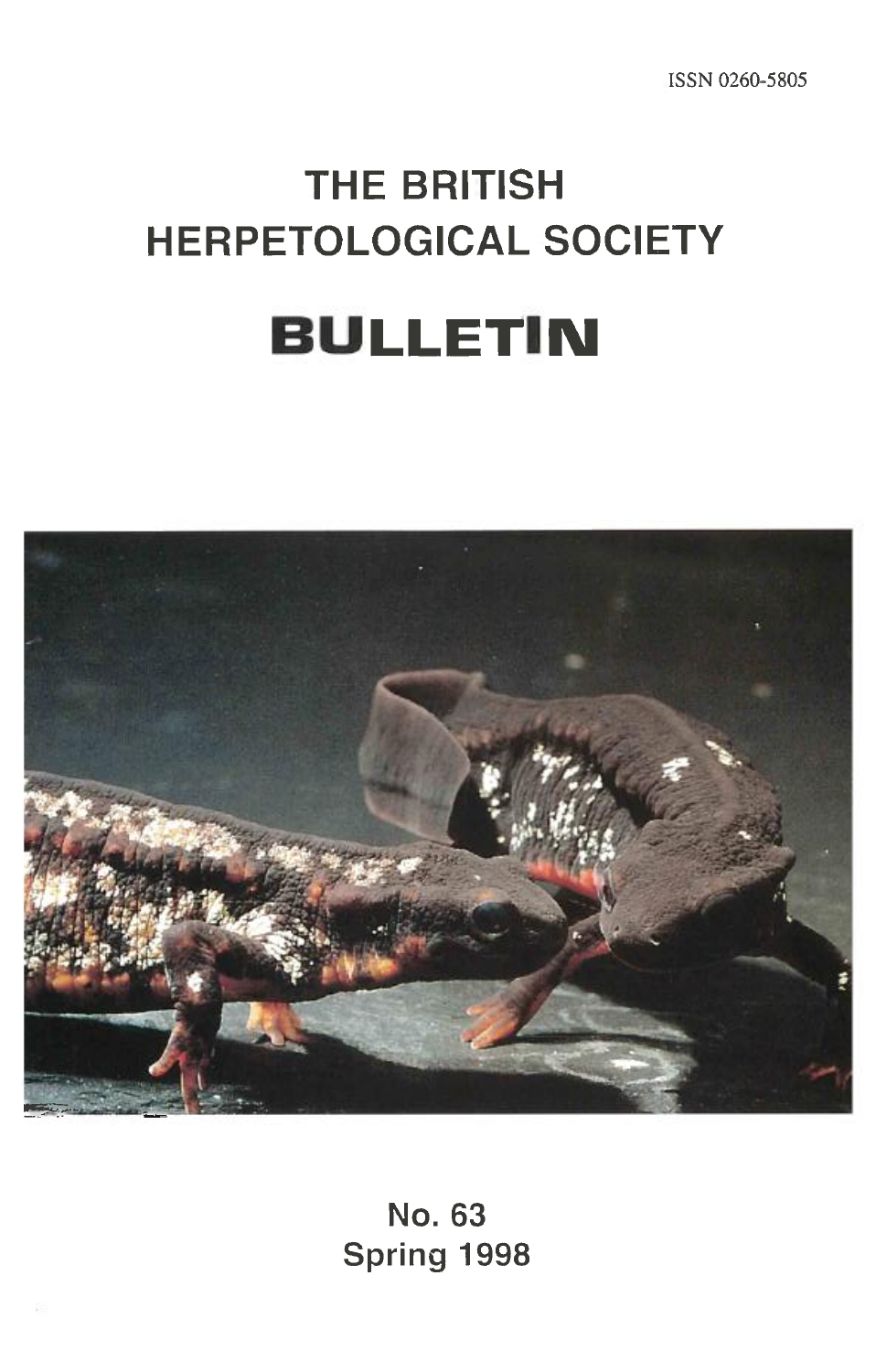ISSN 0260-5805

# THE BRITISH HERPETOLOGICAL SOCIETY

# BULLETIN

**No. 63**
**Spring 1998**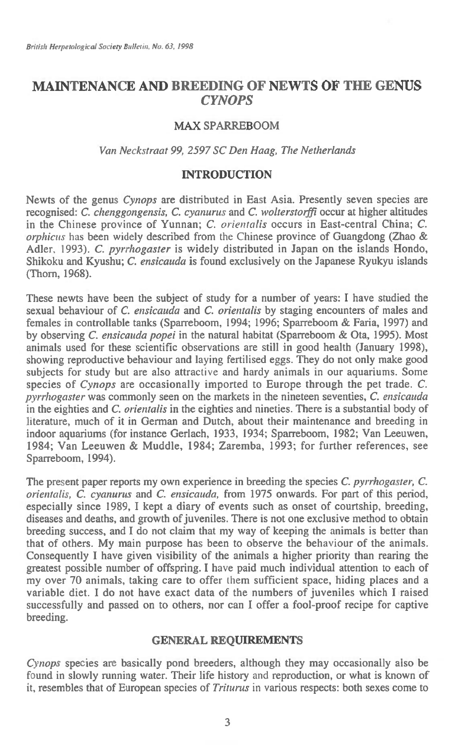# MAINTENANCE AND BREEDING OF NEWTS OF THE GENUS *CYNOPS*

MAX SPARREBOOM

*Van Neckstraat 99, 2597 SC Den Haag, The Netherlands*

## INTRODUCTION

Newts of the genus *Cynops* are distributed in East Asia. Presently seven species are recognised: *C. chenggongensis, C. cyanurus* and *C. wolterstorffi* occur at higher altitudes in the Chinese province of Yunnan; *C. orientalis* occurs in East-central China; *C. orphicus* has been widely described from the Chinese province of Guangdong (Zhao & Adler, 1993). *C. pyrrhogaster* is widely distributed in Japan on the islands Hondo, Shikoku and Kyushu; *C. ensicauda* is found exclusively on the Japanese Ryukyu islands (Thorn, 1968).

These newts have been the subject of study for a number of years: I have studied the sexual behaviour of *C. ensicauda* and *C. orientalis* by staging encounters of males and females in controllable tanks (Sparreboom, 1994; 1996; Sparreboom & Faria, 1997) and by observing *C. ensicauda popei* in the natural habitat (Sparreboom & Ota, 1995). Most animals used for these scientific observations are still in good health (January 1998), showing reproductive behaviour and laying fertilised eggs. They do not only make good subjects for study but are also attractive and hardy animals in our aquariums. Some species of *Cynops* are occasionally imported to Europe through the pet trade. *C. pyrrhogaster* was commonly seen on the markets in the nineteen seventies, *C. ensicauda* in the eighties and *C. orientalis* in the eighties and nineties. There is a substantial body of literature, much of it in German and Dutch, about their maintenance and breeding in indoor aquariums (for instance Gerlach, 1933, 1934; Sparreboom, 1982; Van Leeuwen, 1984; Van Leeuwen & Muddle, 1984; Zaremba, 1993; for further references, see Sparreboom, 1994).

The present paper reports my own experience in breeding the species *C. pyrrhogaster, C. orientalis, C. cyanurus* and *C. ensicauda,* from 1975 onwards. For part of this period, especially since 1989, I kept a diary of events such as onset of courtship, breeding, diseases and deaths, and growth of juveniles. There is not one exclusive method to obtain breeding success, and I do not claim that my way of keeping the animals is better than that of others. My main purpose has been to observe the behaviour of the animals. Consequently I have given visibility of the animals a higher priority than rearing the greatest possible number of offspring. I have paid much individual attention to each of my over 70 animals, taking care to offer them sufficient space, hiding places and a variable diet. I do not have exact data of the numbers of juveniles which I raised successfully and passed on to others, nor can I offer a fool-proof recipe for captive breeding.

## GENERAL REQUIREMENTS

*Cynops* species are basically pond breeders, although they may occasionally also be found in slowly running water. Their life history and reproduction, or what is known of it, resembles that of European species of *Triturus* in various respects: both sexes come to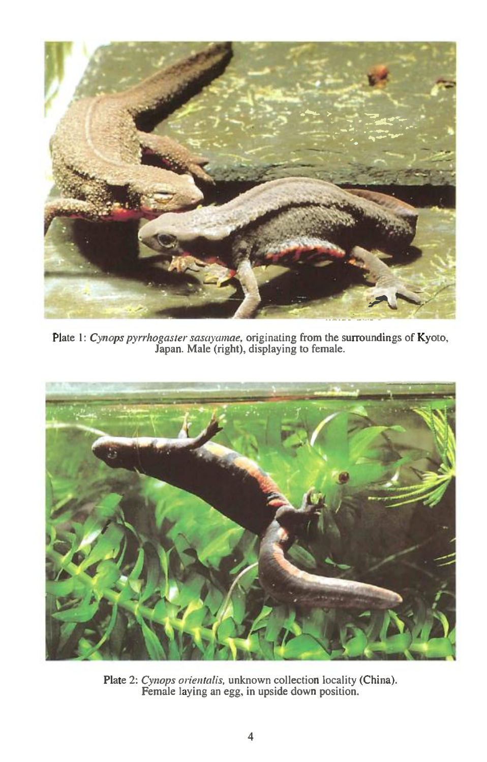Plate 1: *Cynops pyrrhogaster sasayamae*, originating from the surroundings of Kyoto, Japan. Male (right), displaying to female.

Plate 2: *Cynops orientalis*, unknown collection locality (China). Female laying an egg, in upside down position.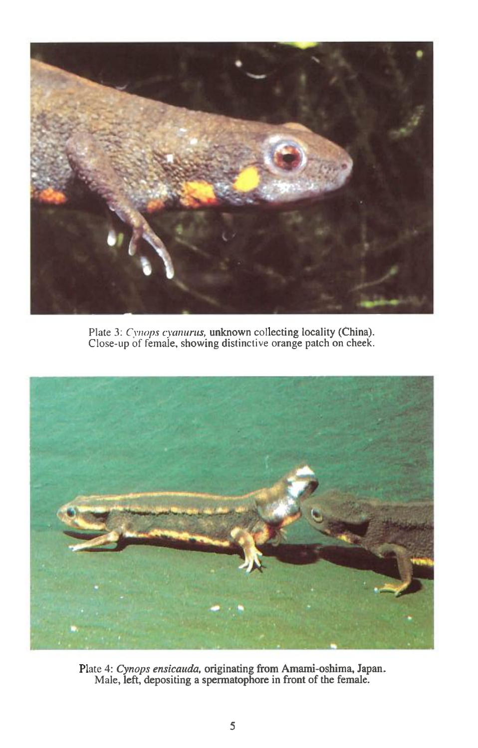Plate 3: *Cynops cyanurus*, unknown collecting locality (China).
Close-up of female, showing distinctive orange patch on cheek.

Plate 4: *Cynops ensicauda*, originating from Amami-oshima, Japan.
Male, left, depositing a spermatophore in front of the female.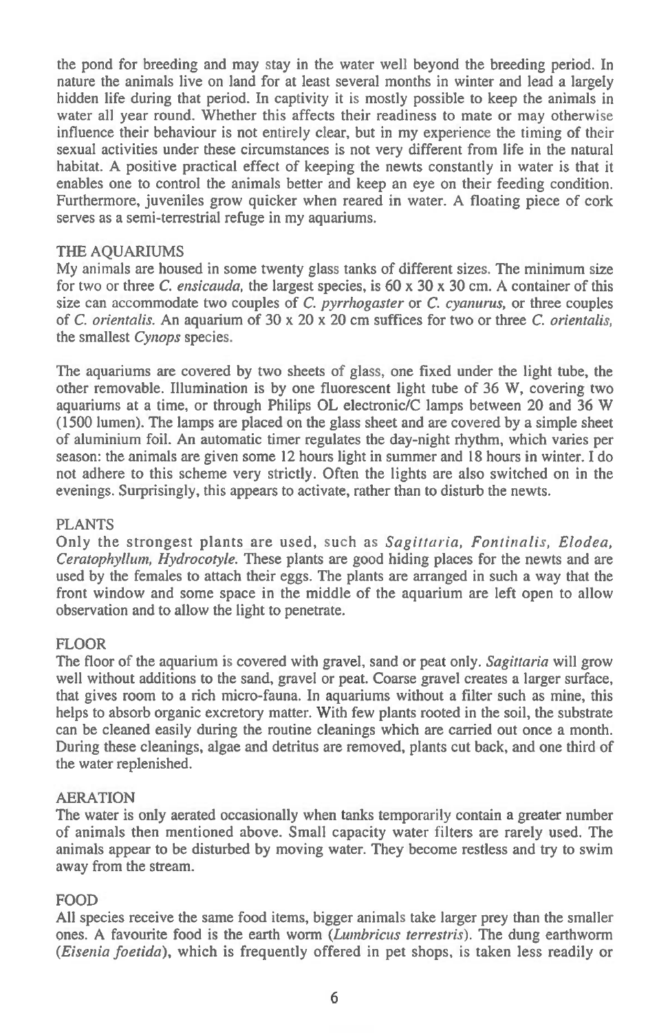the pond for breeding and may stay in the water well beyond the breeding period. In nature the animals live on land for at least several months in winter and lead a largely hidden life during that period. In captivity it is mostly possible to keep the animals in water all year round. Whether this affects their readiness to mate or may otherwise influence their behaviour is not entirely clear, but in my experience the timing of their sexual activities under these circumstances is not very different from life in the natural habitat. A positive practical effect of keeping the newts constantly in water is that it enables one to control the animals better and keep an eye on their feeding condition. Furthermore, juveniles grow quicker when reared in water. A floating piece of cork serves as a semi-terrestrial refuge in my aquariums.

## THE AQUARIUMS

My animals are housed in some twenty glass tanks of different sizes. The minimum size for two or three *C. ensicauda*, the largest species, is 60 x 30 x 30 cm. A container of this size can accommodate two couples of *C. pyrrhogaster* or *C. cyanurus*, or three couples of *C. orientalis*. An aquarium of 30 x 20 x 20 cm suffices for two or three *C. orientalis*, the smallest *Cynops* species.

The aquariums are covered by two sheets of glass, one fixed under the light tube, the other removable. Illumination is by one fluorescent light tube of 36 W, covering two aquariums at a time, or through Philips OL electronic/C lamps between 20 and 36 W (1500 lumen). The lamps are placed on the glass sheet and are covered by a simple sheet of aluminium foil. An automatic timer regulates the day-night rhythm, which varies per season: the animals are given some 12 hours light in summer and 18 hours in winter. I do not adhere to this scheme very strictly. Often the lights are also switched on in the evenings. Surprisingly, this appears to activate, rather than to disturb the newts.

## PLANTS

Only the strongest plants are used, such as *Sagittaria, Fontinalis, Elodea, Ceratophyllum, Hydrocotyle*. These plants are good hiding places for the newts and are used by the females to attach their eggs. The plants are arranged in such a way that the front window and some space in the middle of the aquarium are left open to allow observation and to allow the light to penetrate.

## FLOOR

The floor of the aquarium is covered with gravel, sand or peat only. *Sagittaria* will grow well without additions to the sand, gravel or peat. Coarse gravel creates a larger surface, that gives room to a rich micro-fauna. In aquariums without a filter such as mine, this helps to absorb organic excretory matter. With few plants rooted in the soil, the substrate can be cleaned easily during the routine cleanings which are carried out once a month. During these cleanings, algae and detritus are removed, plants cut back, and one third of the water replenished.

## AERATION

The water is only aerated occasionally when tanks temporarily contain a greater number of animals then mentioned above. Small capacity water filters are rarely used. The animals appear to be disturbed by moving water. They become restless and try to swim away from the stream.

## FOOD

All species receive the same food items, bigger animals take larger prey than the smaller ones. A favourite food is the earth worm (*Lumbricus terrestris*). The dung earthworm (*Eisenia foetida*), which is frequently offered in pet shops, is taken less readily or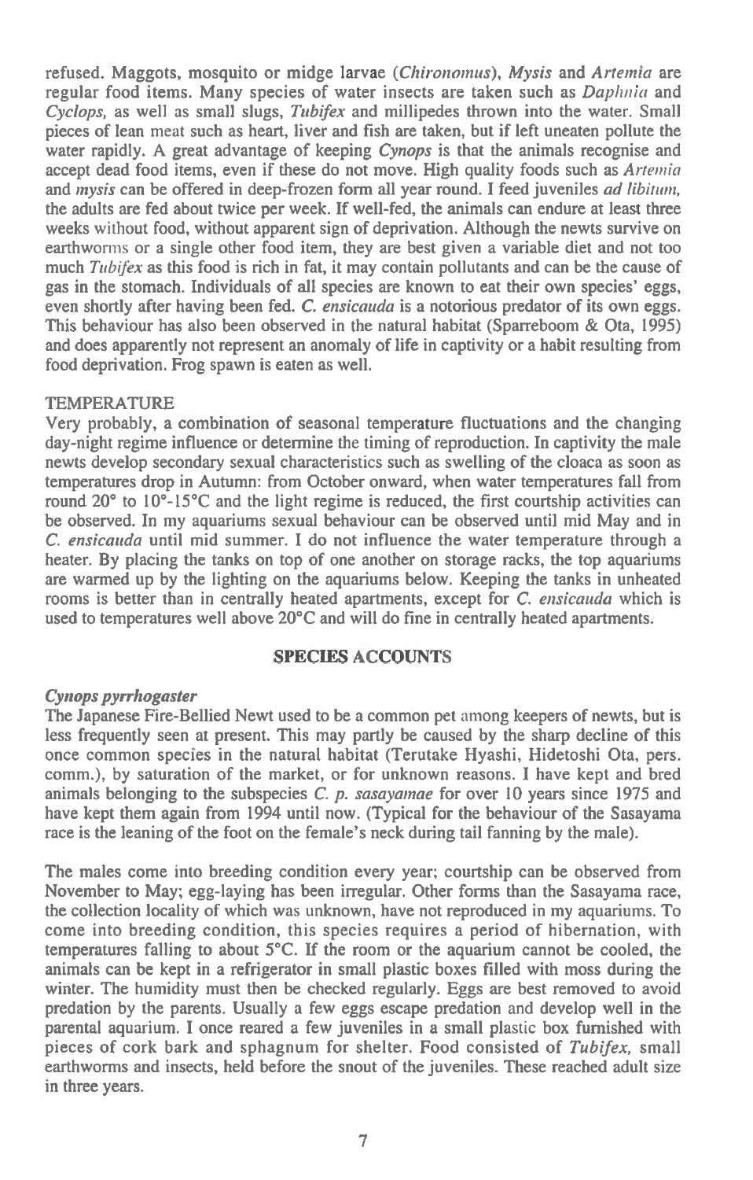refused. Maggots, mosquito or midge larvae (*Chironomus*), *Mysis* and *Artemia* are regular food items. Many species of water insects are taken such as *Daphnia* and *Cyclops*, as well as small slugs, *Tubifex* and millipedes thrown into the water. Small pieces of lean meat such as heart, liver and fish are taken, but if left uneaten pollute the water rapidly. A great advantage of keeping *Cynops* is that the animals recognise and accept dead food items, even if these do not move. High quality foods such as *Artemia* and *mysis* can be offered in deep-frozen form all year round. I feed juveniles *ad libitum*, the adults are fed about twice per week. If well-fed, the animals can endure at least three weeks without food, without apparent sign of deprivation. Although the newts survive on earthworms or a single other food item, they are best given a variable diet and not too much *Tubifex* as this food is rich in fat, it may contain pollutants and can be the cause of gas in the stomach. Individuals of all species are known to eat their own species' eggs, even shortly after having been fed. *C. ensicauda* is a notorious predator of its own eggs. This behaviour has also been observed in the natural habitat (Sparreboom & Ota, 1995) and does apparently not represent an anomaly of life in captivity or a habit resulting from food deprivation. Frog spawn is eaten as well.

TEMPERATURE

Very probably, a combination of seasonal temperature fluctuations and the changing day-night regime influence or determine the timing of reproduction. In captivity the male newts develop secondary sexual characteristics such as swelling of the cloaca as soon as temperatures drop in Autumn: from October onward, when water temperatures fall from round 20° to 10°-15°C and the light regime is reduced, the first courtship activities can be observed. In my aquariums sexual behaviour can be observed until mid May and in *C. ensicauda* until mid summer. I do not influence the water temperature through a heater. By placing the tanks on top of one another on storage racks, the top aquariums are warmed up by the lighting on the aquariums below. Keeping the tanks in unheated rooms is better than in centrally heated apartments, except for *C. ensicauda* which is used to temperatures well above 20°C and will do fine in centrally heated apartments.

## SPECIES ACCOUNTS

### *Cynops pyrrhogaster*

The Japanese Fire-Bellied Newt used to be a common pet among keepers of newts, but is less frequently seen at present. This may partly be caused by the sharp decline of this once common species in the natural habitat (Terutake Hyashi, Hidetoshi Ota, pers. comm.), by saturation of the market, or for unknown reasons. I have kept and bred animals belonging to the subspecies *C. p. sasayamae* for over 10 years since 1975 and have kept them again from 1994 until now. (Typical for the behaviour of the Sasayama race is the leaning of the foot on the female's neck during tail fanning by the male).

The males come into breeding condition every year; courtship can be observed from November to May; egg-laying has been irregular. Other forms than the Sasayama race, the collection locality of which was unknown, have not reproduced in my aquariums. To come into breeding condition, this species requires a period of hibernation, with temperatures falling to about 5°C. If the room or the aquarium cannot be cooled, the animals can be kept in a refrigerator in small plastic boxes filled with moss during the winter. The humidity must then be checked regularly. Eggs are best removed to avoid predation by the parents. Usually a few eggs escape predation and develop well in the parental aquarium. I once reared a few juveniles in a small plastic box furnished with pieces of cork bark and sphagnum for shelter. Food consisted of *Tubifex*, small earthworms and insects, held before the snout of the juveniles. These reached adult size in three years.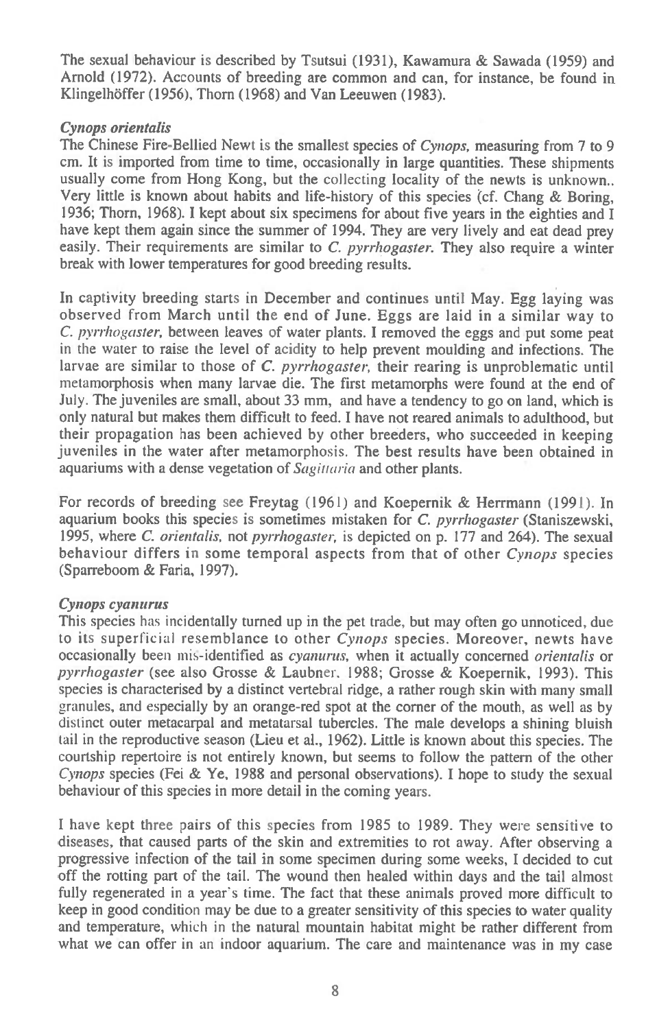The sexual behaviour is described by Tsutsui (1931), Kawamura & Sawada (1959) and Arnold (1972). Accounts of breeding are common and can, for instance, be found in Klingelhöffer (1956), Thorn (1968) and Van Leeuwen (1983).

### *Cynops orientalis*

The Chinese Fire-Bellied Newt is the smallest species of *Cynops*, measuring from 7 to 9 cm. It is imported from time to time, occasionally in large quantities. These shipments usually come from Hong Kong, but the collecting locality of the newts is unknown.. Very little is known about habits and life-history of this species (cf. Chang & Boring, 1936; Thorn, 1968). I kept about six specimens for about five years in the eighties and I have kept them again since the summer of 1994. They are very lively and eat dead prey easily. Their requirements are similar to *C. pyrrhogaster*. They also require a winter break with lower temperatures for good breeding results.

In captivity breeding starts in December and continues until May. Egg laying was observed from March until the end of June. Eggs are laid in a similar way to *C. pyrrhogaster*, between leaves of water plants. I removed the eggs and put some peat in the water to raise the level of acidity to help prevent moulding and infections. The larvae are similar to those of *C. pyrrhogaster*, their rearing is unproblematic until metamorphosis when many larvae die. The first metamorphs were found at the end of July. The juveniles are small, about 33 mm, and have a tendency to go on land, which is only natural but makes them difficult to feed. I have not reared animals to adulthood, but their propagation has been achieved by other breeders, who succeeded in keeping juveniles in the water after metamorphosis. The best results have been obtained in aquariums with a dense vegetation of *Sagittaria* and other plants.

For records of breeding see Freytag (1961) and Koepernik & Herrmann (1991). In aquarium books this species is sometimes mistaken for *C. pyrrhogaster* (Staniszewski, 1995, where *C. orientalis*, not *pyrrhogaster*, is depicted on p. 177 and 264). The sexual behaviour differs in some temporal aspects from that of other *Cynops* species (Sparreboom & Faria, 1997).

### *Cynops cyanurus*

This species has incidentally turned up in the pet trade, but may often go unnoticed, due to its superficial resemblance to other *Cynops* species. Moreover, newts have occasionally been mis-identified as *cyanurus*, when it actually concerned *orientalis* or *pyrrhogaster* (see also Grosse & Laubner, 1988; Grosse & Koepernik, 1993). This species is characterised by a distinct vertebral ridge, a rather rough skin with many small granules, and especially by an orange-red spot at the corner of the mouth, as well as by distinct outer metacarpal and metatarsal tubercles. The male develops a shining bluish tail in the reproductive season (Lieu et al., 1962). Little is known about this species. The courtship repertoire is not entirely known, but seems to follow the pattern of the other *Cynops* species (Fei & Ye, 1988 and personal observations). I hope to study the sexual behaviour of this species in more detail in the coming years.

I have kept three pairs of this species from 1985 to 1989. They were sensitive to diseases, that caused parts of the skin and extremities to rot away. After observing a progressive infection of the tail in some specimen during some weeks, I decided to cut off the rotting part of the tail. The wound then healed within days and the tail almost fully regenerated in a year's time. The fact that these animals proved more difficult to keep in good condition may be due to a greater sensitivity of this species to water quality and temperature, which in the natural mountain habitat might be rather different from what we can offer in an indoor aquarium. The care and maintenance was in my case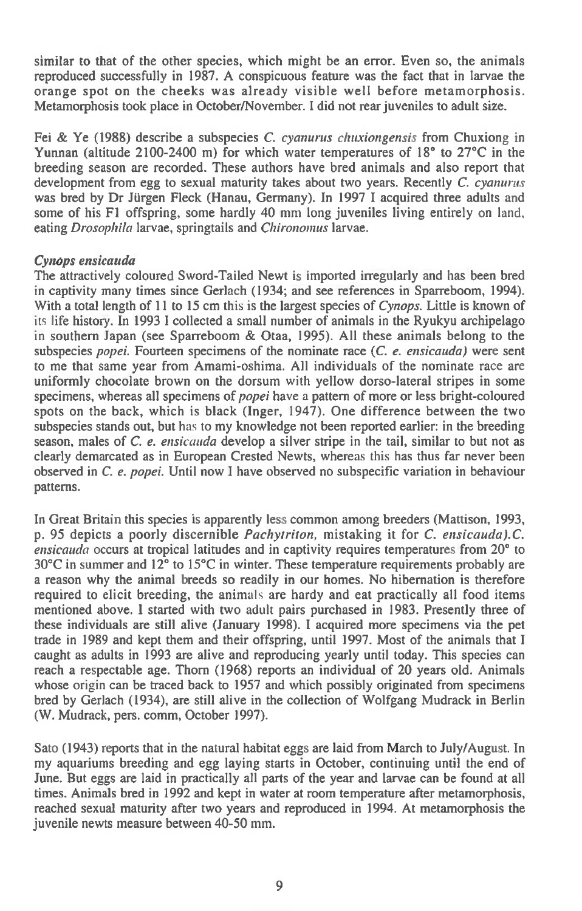similar to that of the other species, which might be an error. Even so, the animals reproduced successfully in 1987. A conspicuous feature was the fact that in larvae the orange spot on the cheeks was already visible well before metamorphosis. Metamorphosis took place in October/November. I did not rear juveniles to adult size.

Fei & Ye (1988) describe a subspecies *C. cyanurus chuxiongensis* from Chuxiong in Yunnan (altitude 2100-2400 m) for which water temperatures of 18° to 27°C in the breeding season are recorded. These authors have bred animals and also report that development from egg to sexual maturity takes about two years. Recently *C. cyanurus* was bred by Dr Jürgen Fleck (Hanau, Germany). In 1997 I acquired three adults and some of his F1 offspring, some hardly 40 mm long juveniles living entirely on land, eating *Drosophila* larvae, springtails and *Chironomus* larvae.

### *Cynops ensicauda*

The attractively coloured Sword-Tailed Newt is imported irregularly and has been bred in captivity many times since Gerlach (1934; and see references in Sparreboom, 1994). With a total length of 11 to 15 cm this is the largest species of *Cynops*. Little is known of its life history. In 1993 I collected a small number of animals in the Ryukyu archipelago in southern Japan (see Sparreboom & Otaa, 1995). All these animals belong to the subspecies *popei*. Fourteen specimens of the nominate race (*C. e. ensicauda*) were sent to me that same year from Amami-oshima. All individuals of the nominate race are uniformly chocolate brown on the dorsum with yellow dorso-lateral stripes in some specimens, whereas all specimens of *popei* have a pattern of more or less bright-coloured spots on the back, which is black (Inger, 1947). One difference between the two subspecies stands out, but has to my knowledge not been reported earlier: in the breeding season, males of *C. e. ensicauda* develop a silver stripe in the tail, similar to but not as clearly demarcated as in European Crested Newts, whereas this has thus far never been observed in *C. e. popei*. Until now I have observed no subspecific variation in behaviour patterns.

In Great Britain this species is apparently less common among breeders (Mattison, 1993, p. 95 depicts a poorly discernible *Pachytriton*, mistaking it for *C. ensicauda*).*C. ensicauda* occurs at tropical latitudes and in captivity requires temperatures from 20° to 30°C in summer and 12° to 15°C in winter. These temperature requirements probably are a reason why the animal breeds so readily in our homes. No hibernation is therefore required to elicit breeding, the animals are hardy and eat practically all food items mentioned above. I started with two adult pairs purchased in 1983. Presently three of these individuals are still alive (January 1998). I acquired more specimens via the pet trade in 1989 and kept them and their offspring, until 1997. Most of the animals that I caught as adults in 1993 are alive and reproducing yearly until today. This species can reach a respectable age. Thorn (1968) reports an individual of 20 years old. Animals whose origin can be traced back to 1957 and which possibly originated from specimens bred by Gerlach (1934), are still alive in the collection of Wolfgang Mudrack in Berlin (W. Mudrack, pers. comm, October 1997).

Sato (1943) reports that in the natural habitat eggs are laid from March to July/August. In my aquariums breeding and egg laying starts in October, continuing until the end of June. But eggs are laid in practically all parts of the year and larvae can be found at all times. Animals bred in 1992 and kept in water at room temperature after metamorphosis, reached sexual maturity after two years and reproduced in 1994. At metamorphosis the juvenile newts measure between 40-50 mm.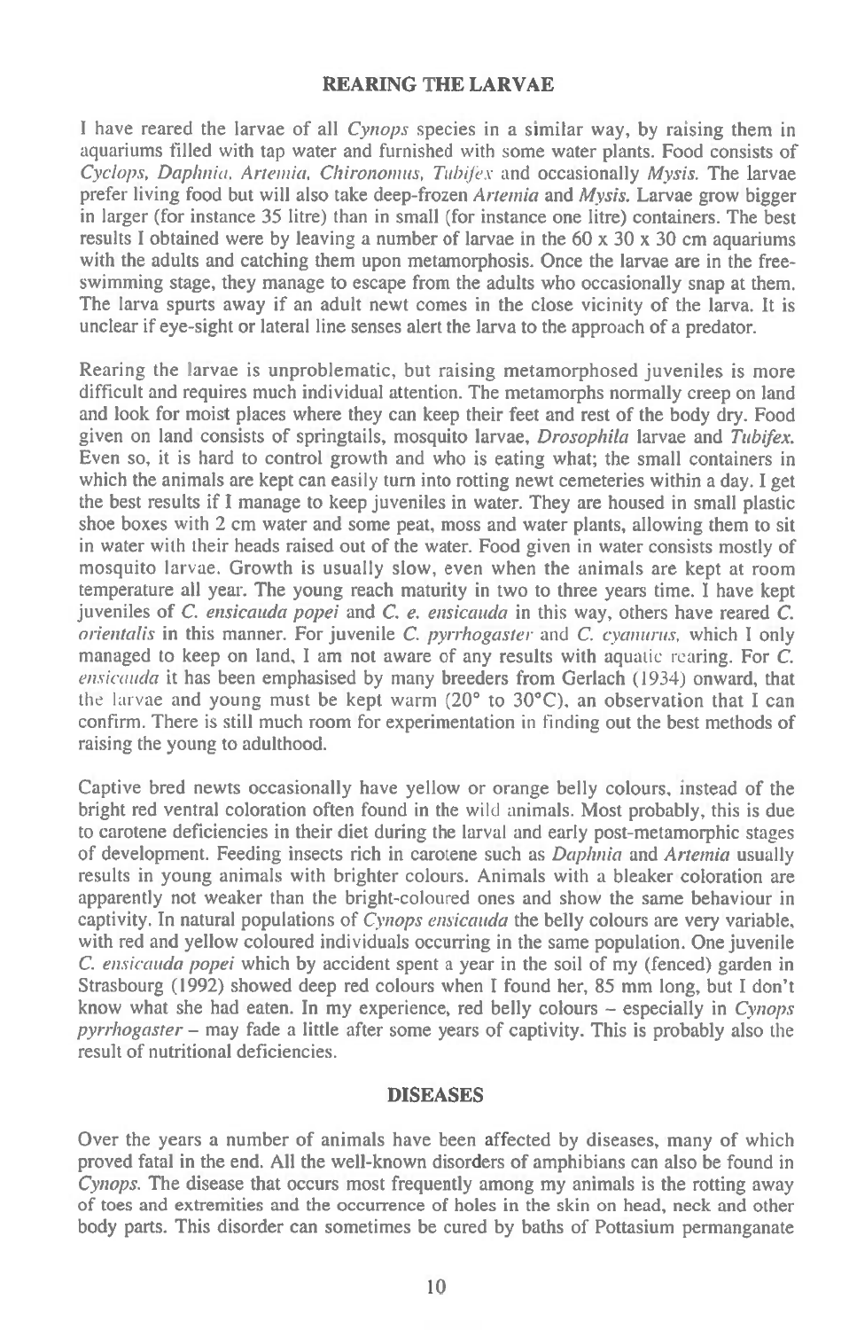## REARING THE LARVAE

I have reared the larvae of all *Cynops* species in a similar way, by raising them in aquariums filled with tap water and furnished with some water plants. Food consists of *Cyclops, Daphnia, Artemia, Chironomus, Tubifex* and occasionally *Mysis.* The larvae prefer living food but will also take deep-frozen *Artemia* and *Mysis.* Larvae grow bigger in larger (for instance 35 litre) than in small (for instance one litre) containers. The best results I obtained were by leaving a number of larvae in the 60 x 30 x 30 cm aquariums with the adults and catching them upon metamorphosis. Once the larvae are in the free-swimming stage, they manage to escape from the adults who occasionally snap at them. The larva spurts away if an adult newt comes in the close vicinity of the larva. It is unclear if eye-sight or lateral line senses alert the larva to the approach of a predator.

Rearing the larvae is unproblematic, but raising metamorphosed juveniles is more difficult and requires much individual attention. The metamorphs normally creep on land and look for moist places where they can keep their feet and rest of the body dry. Food given on land consists of springtails, mosquito larvae, *Drosophila* larvae and *Tubifex.* Even so, it is hard to control growth and who is eating what; the small containers in which the animals are kept can easily turn into rotting newt cemeteries within a day. I get the best results if I manage to keep juveniles in water. They are housed in small plastic shoe boxes with 2 cm water and some peat, moss and water plants, allowing them to sit in water with their heads raised out of the water. Food given in water consists mostly of mosquito larvae. Growth is usually slow, even when the animals are kept at room temperature all year. The young reach maturity in two to three years time. I have kept juveniles of *C. ensicauda popei* and *C. e. ensicauda* in this way, others have reared *C. orientalis* in this manner. For juvenile *C. pyrrhogaster* and *C. cyanurus,* which I only managed to keep on land, I am not aware of any results with aquatic rearing. For *C. ensicauda* it has been emphasised by many breeders from Gerlach (1934) onward, that the larvae and young must be kept warm (20° to 30°C), an observation that I can confirm. There is still much room for experimentation in finding out the best methods of raising the young to adulthood.

Captive bred newts occasionally have yellow or orange belly colours, instead of the bright red ventral coloration often found in the wild animals. Most probably, this is due to carotene deficiencies in their diet during the larval and early post-metamorphic stages of development. Feeding insects rich in carotene such as *Daphnia* and *Artemia* usually results in young animals with brighter colours. Animals with a bleaker coloration are apparently not weaker than the bright-coloured ones and show the same behaviour in captivity. In natural populations of *Cynops ensicauda* the belly colours are very variable, with red and yellow coloured individuals occurring in the same population. One juvenile *C. ensicauda popei* which by accident spent a year in the soil of my (fenced) garden in Strasbourg (1992) showed deep red colours when I found her, 85 mm long, but I don't know what she had eaten. In my experience, red belly colours – especially in *Cynops pyrrhogaster* – may fade a little after some years of captivity. This is probably also the result of nutritional deficiencies.

## DISEASES

Over the years a number of animals have been affected by diseases, many of which proved fatal in the end. All the well-known disorders of amphibians can also be found in *Cynops.* The disease that occurs most frequently among my animals is the rotting away of toes and extremities and the occurrence of holes in the skin on head, neck and other body parts. This disorder can sometimes be cured by baths of Pottasium permanganate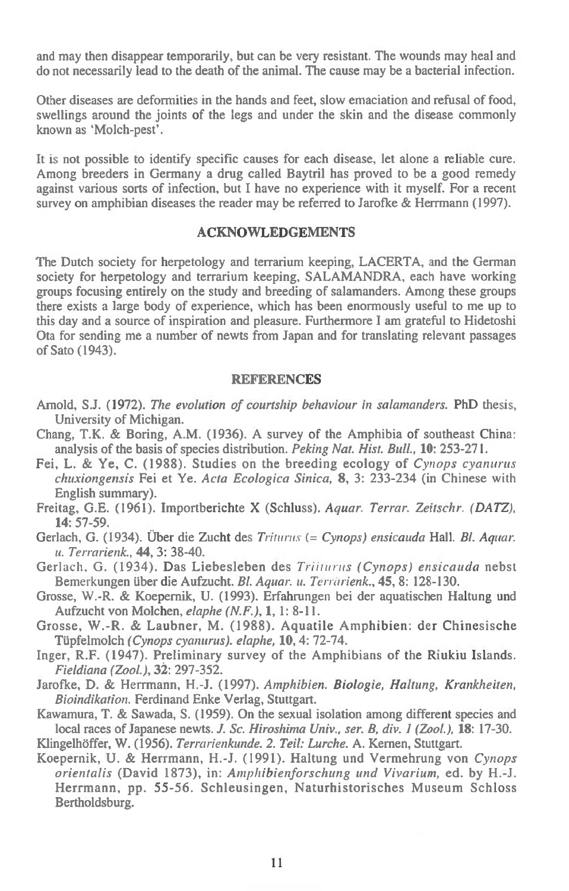and may then disappear temporarily, but can be very resistant. The wounds may heal and do not necessarily lead to the death of the animal. The cause may be a bacterial infection.

Other diseases are deformities in the hands and feet, slow emaciation and refusal of food, swellings around the joints of the legs and under the skin and the disease commonly known as 'Molch-pest'.

It is not possible to identify specific causes for each disease, let alone a reliable cure. Among breeders in Germany a drug called Baytril has proved to be a good remedy against various sorts of infection, but I have no experience with it myself. For a recent survey on amphibian diseases the reader may be referred to Jarofke & Herrmann (1997).

## ACKNOWLEDGEMENTS

The Dutch society for herpetology and terrarium keeping, LACERTA, and the German society for herpetology and terrarium keeping, SALAMANDRA, each have working groups focusing entirely on the study and breeding of salamanders. Among these groups there exists a large body of experience, which has been enormously useful to me up to this day and a source of inspiration and pleasure. Furthermore I am grateful to Hidetoshi Ota for sending me a number of newts from Japan and for translating relevant passages of Sato (1943).

## REFERENCES

Arnold, S.J. (1972). *The evolution of courtship behaviour in salamanders.* PhD thesis, University of Michigan.

Chang, T.K. & Boring, A.M. (1936). A survey of the Amphibia of southeast China: analysis of the basis of species distribution. *Peking Nat. Hist. Bull.*, **10**: 253-271.

Fei, L. & Ye, C. (1988). Studies on the breeding ecology of *Cynops cyanurus chuxiongensis* Fei et Ye. *Acta Ecologica Sinica*, **8**, 3: 233-234 (in Chinese with English summary).

Freitag, G.E. (1961). Importberichte X (Schluss). *Aquar. Terrar. Zeitschr. (DATZ)*, **14**: 57-59.

Gerlach, G. (1934). Über die Zucht des *Triturus (= Cynops) ensicauda* Hall. *Bl. Aquar. u. Terrarienk.*, **44**, 3: 38-40.

Gerlach, G. (1934). Das Liebesleben des *Triturus (Cynops) ensicauda* nebst Bemerkungen über die Aufzucht. *Bl. Aquar. u. Terrarienk.*, **45**, 8: 128-130.

Grosse, W.-R. & Koepernik, U. (1993). Erfahrungen bei der aquatischen Haltung und Aufzucht von Molchen, *elaphe (N.F.)*, **1**, 1: 8-11.

Grosse, W.-R. & Laubner, M. (1988). Aquatile Amphibien: der Chinesische Tüpfelmolch *(Cynops cyanurus)*. *elaphe*, **10**, 4: 72-74.

Inger, R.F. (1947). Preliminary survey of the Amphibians of the Riukiu Islands. *Fieldiana (Zool.)*, **32**: 297-352.

Jarofke, D. & Herrmann, H.-J. (1997). *Amphibien. Biologie, Haltung, Krankheiten, Bioindikation.* Ferdinand Enke Verlag, Stuttgart.

Kawamura, T. & Sawada, S. (1959). On the sexual isolation among different species and local races of Japanese newts. *J. Sc. Hiroshima Univ., ser. B, div. 1 (Zool.)*, **18**: 17-30.

Klingelhöffer, W. (1956). *Terrarienkunde. 2. Teil: Lurche.* A. Kernen, Stuttgart.

Koepernik, U. & Herrmann, H.-J. (1991). Haltung und Vermehrung von *Cynops orientalis* (David 1873), in: *Amphibienforschung und Vivarium*, ed. by H.-J. Herrmann, pp. 55-56. Schleusingen, Naturhistorisches Museum Schloss Bertholdsburg.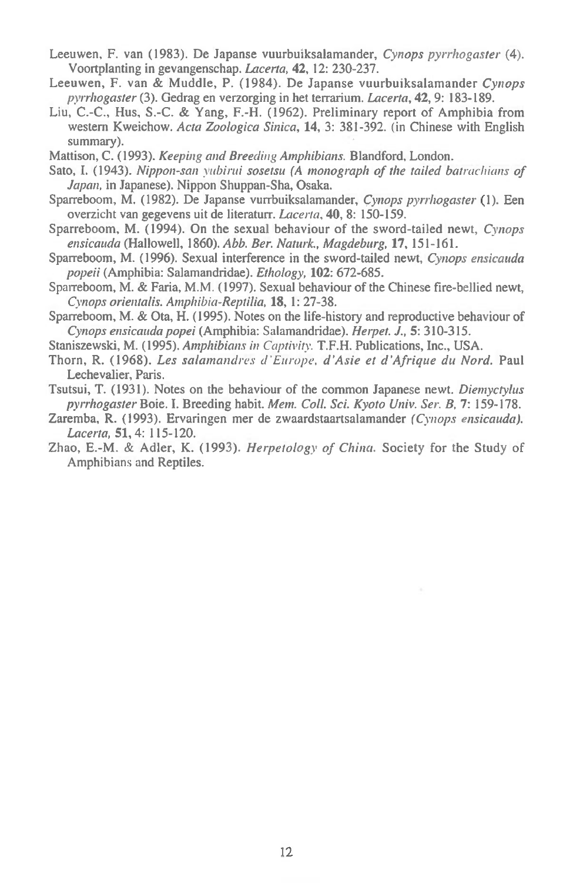Leeuwen, F. van (1983). De Japanse vuurbuiksalamander, *Cynops pyrrhogaster* (4). Voortplanting in gevangenschap. *Lacerta*, **42**, 12: 230-237.

Leeuwen, F. van & Muddle, P. (1984). De Japanse vuurbuiksalamander *Cynops pyrrhogaster* (3). Gedrag en verzorging in het terrarium. *Lacerta*, **42**, 9: 183-189.

Liu, C.-C., Hus, S.-C. & Yang, F.-H. (1962). Preliminary report of Amphibia from western Kweichow. *Acta Zoologica Sinica*, **14**, 3: 381-392. (in Chinese with English summary).

Mattison, C. (1993). *Keeping and Breeding Amphibians*. Blandford, London.

Sato, I. (1943). *Nippon-san yubirui sosetsu (A monograph of the tailed batrachians of Japan*, in Japanese). Nippon Shuppan-Sha, Osaka.

Sparreboom, M. (1982). De Japanse vurrbuiksalamander, *Cynops pyrrhogaster* (1). Een overzicht van gegevens uit de literaturr. *Lacerta*, **40**, 8: 150-159.

Sparreboom, M. (1994). On the sexual behaviour of the sword-tailed newt, *Cynops ensicauda* (Hallowell, 1860). *Abb. Ber. Naturk., Magdeburg*, **17**, 151-161.

Sparreboom, M. (1996). Sexual interference in the sword-tailed newt, *Cynops ensicauda popeii* (Amphibia: Salamandridae). *Ethology*, **102**: 672-685.

Sparreboom, M. & Faria, M.M. (1997). Sexual behaviour of the Chinese fire-bellied newt, *Cynops orientalis*. *Amphibia-Reptilia*, **18**, 1: 27-38.

Sparreboom, M. & Ota, H. (1995). Notes on the life-history and reproductive behaviour of *Cynops ensicauda popei* (Amphibia: Salamandridae). *Herpet. J.*, **5**: 310-315.

Staniszewski, M. (1995). *Amphibians in Captivity*. T.F.H. Publications, Inc., USA.

Thorn, R. (1968). *Les salamandres d'Europe, d'Asie et d'Afrique du Nord*. Paul Lechevalier, Paris.

Tsutsui, T. (1931). Notes on the behaviour of the common Japanese newt. *Diemyctylus pyrrhogaster* Boie. I. Breeding habit. *Mem. Coll. Sci. Kyoto Univ. Ser. B*, **7**: 159-178.

Zaremba, R. (1993). Ervaringen mer de zwaardstaartsalamander *(Cynops ensicauda)*. *Lacerta*, **51**, 4: 115-120.

Zhao, E.-M. & Adler, K. (1993). *Herpetology of China*. Society for the Study of Amphibians and Reptiles.